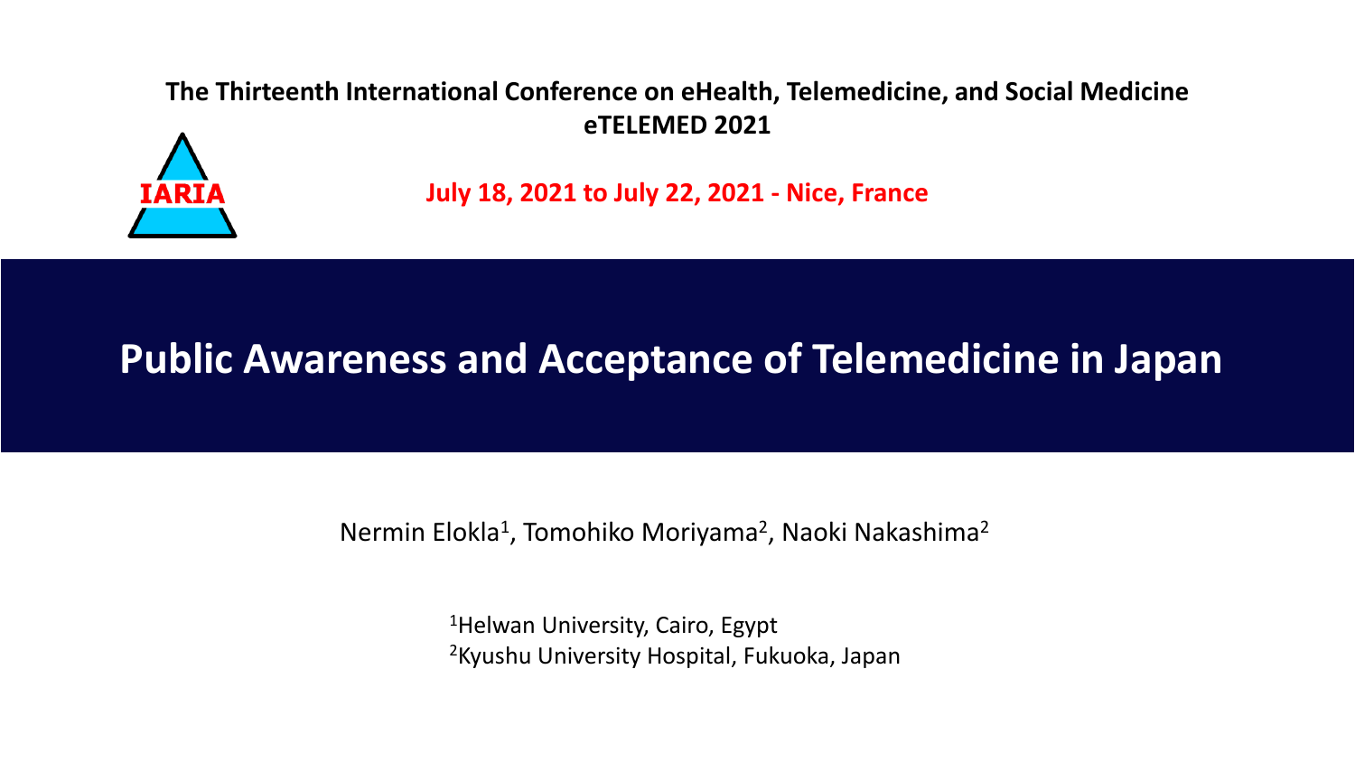**The Thirteenth International Conference on eHealth, Telemedicine, and Social Medicine**
**eTELEMED 2021**

IARIA

**July 18, 2021 to July 22, 2021 - Nice, France**

# Public Awareness and Acceptance of Telemedicine in Japan

Nermin Elokla[1], Tomohiko Moriyama[2], Naoki Nakashima[2]

[1]Helwan University, Cairo, Egypt
[2]Kyushu University Hospital, Fukuoka, Japan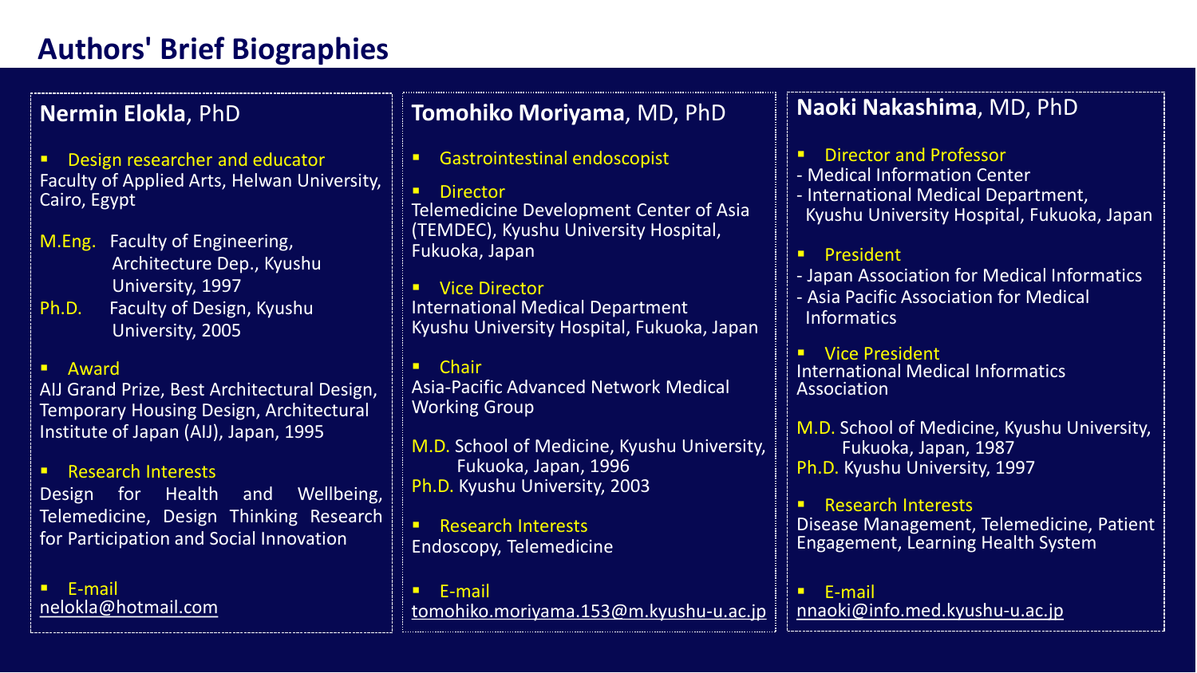# Authors' Brief Biographies

## **Nermin Elokla**, PhD

- Design researcher and educator

Faculty of Applied Arts, Helwan University, Cairo, Egypt

M.Eng. Faculty of Engineering, Architecture Dep., Kyushu University, 1997
Ph.D. Faculty of Design, Kyushu University, 2005

- Award

AIJ Grand Prize, Best Architectural Design, Temporary Housing Design, Architectural Institute of Japan (AIJ), Japan, 1995

- Research Interests

Design for Health and Wellbeing, Telemedicine, Design Thinking Research for Participation and Social Innovation

- E-mail

nelokla@hotmail.com

## **Tomohiko Moriyama**, MD, PhD

- Gastrointestinal endoscopist

- Director

Telemedicine Development Center of Asia (TEMDEC), Kyushu University Hospital, Fukuoka, Japan

- Vice Director

International Medical Department
Kyushu University Hospital, Fukuoka, Japan

- Chair

Asia-Pacific Advanced Network Medical Working Group

M.D. School of Medicine, Kyushu University, Fukuoka, Japan, 1996
Ph.D. Kyushu University, 2003

- Research Interests

Endoscopy, Telemedicine

- E-mail

tomohiko.moriyama.153@m.kyushu-u.ac.jp

## **Naoki Nakashima**, MD, PhD

- Director and Professor

- Medical Information Center
- International Medical Department, Kyushu University Hospital, Fukuoka, Japan

- President

- Japan Association for Medical Informatics
- Asia Pacific Association for Medical Informatics

- Vice President

International Medical Informatics Association

M.D. School of Medicine, Kyushu University, Fukuoka, Japan, 1987
Ph.D. Kyushu University, 1997

- Research Interests

Disease Management, Telemedicine, Patient Engagement, Learning Health System

- E-mail

nnaoki@info.med.kyushu-u.ac.jp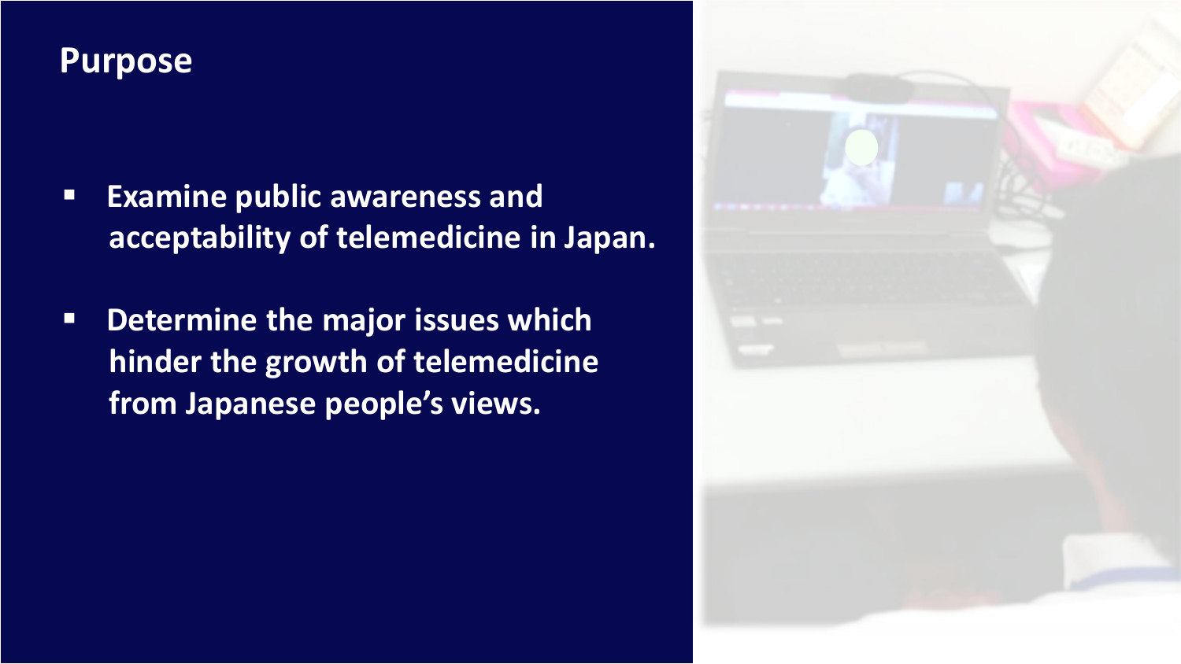## Purpose

- **Examine public awareness and acceptability of telemedicine in Japan.**
- **Determine the major issues which hinder the growth of telemedicine from Japanese people's views.**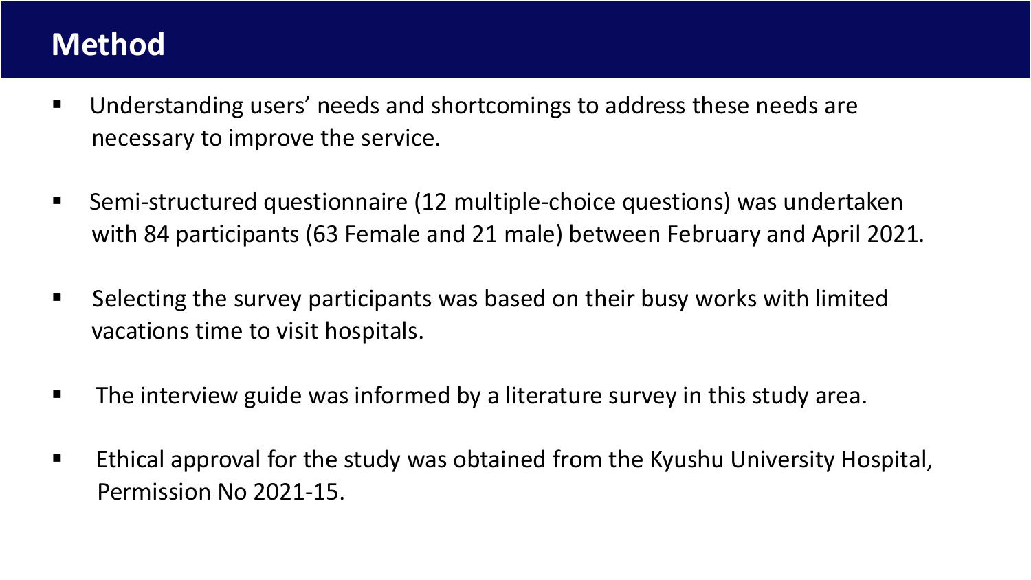# Method

- Understanding users' needs and shortcomings to address these needs are necessary to improve the service.
- Semi-structured questionnaire (12 multiple-choice questions) was undertaken with 84 participants (63 Female and 21 male) between February and April 2021.
- Selecting the survey participants was based on their busy works with limited vacations time to visit hospitals.
- The interview guide was informed by a literature survey in this study area.
- Ethical approval for the study was obtained from the Kyushu University Hospital, Permission No 2021-15.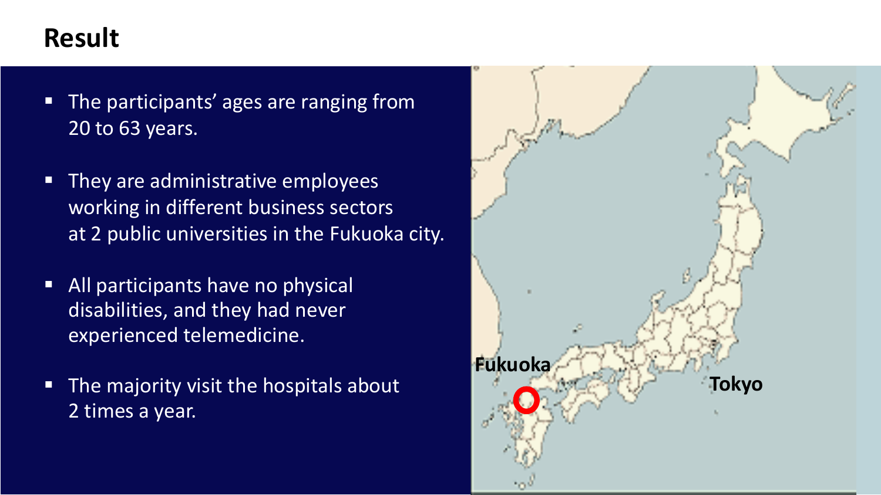# Result

- The participants' ages are ranging from 20 to 63 years.
- They are administrative employees working in different business sectors at 2 public universities in the Fukuoka city.
- All participants have no physical disabilities, and they had never experienced telemedicine.
- The majority visit the hospitals about 2 times a year.

Fukuoka

Tokyo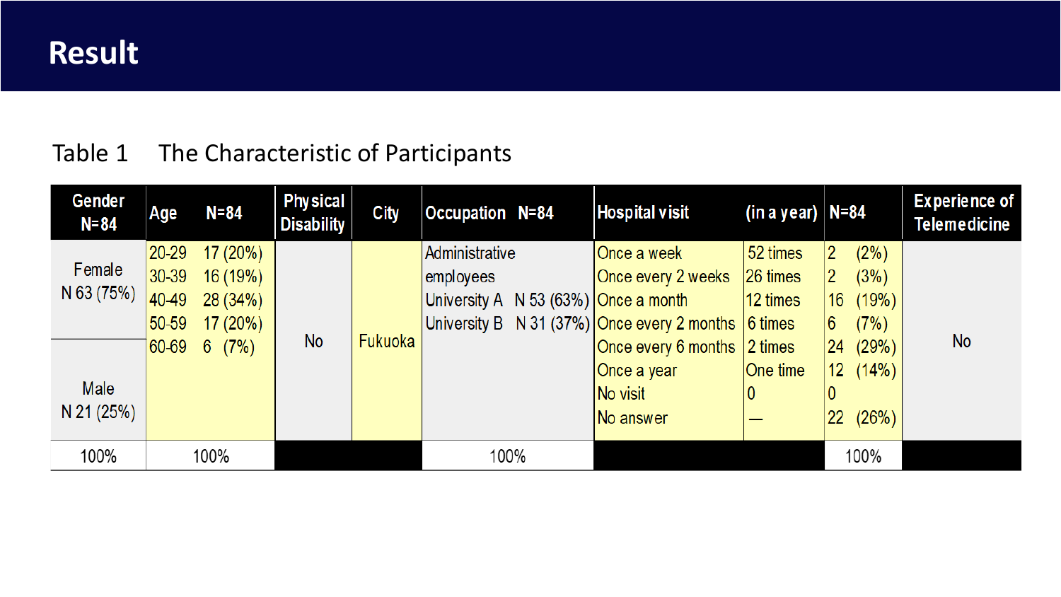# Result

Table 1 The Characteristic of Participants

| Gender N=84 | Age N=84 | Physical Disability | City | Occupation N=84 | Hospital visit | (in a year) | N=84 | Experience of Telemedicine |
|---|---|---|---|---|---|---|---|---|
| Female N 63 (75%) | 20-29 17 (20%) | No | Fukuoka | Administrative employees | Once a week | 52 times | 2 (2%) | No |
| | 30-39 16 (19%) | | | | Once every 2 weeks | 26 times | 2 (3%) | |
| | 40-49 28 (34%) | | | University A N 53 (63%) | Once a month | 12 times | 16 (19%) | |
| | 50-59 17 (20%) | | | University B N 31 (37%) | Once every 2 months | 6 times | 6 (7%) | |
| Male N 21 (25%) | 60-69 6 (7%) | | | | Once every 6 months | 2 times | 24 (29%) | |
| | | | | | Once a year | One time | 12 (14%) | |
| | | | | | No visit | 0 | 0 | |
| | | | | | No answer | — | 22 (26%) | |
| 100% | 100% | | | 100% | | | 100% | |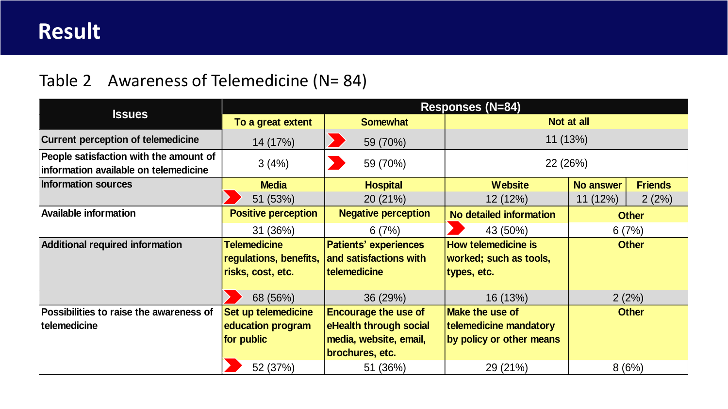# Result

Table 2 Awareness of Telemedicine (N= 84)

| Issues | Responses (N=84) | | | | |
|---|---|---|---|---|---|
| | To a great extent | Somewhat | Not at all | | |
| Current perception of telemedicine | 14 (17%) | 59 (70%) | 11 (13%) | | |
| People satisfaction with the amount of information available on telemedicine | 3 (4%) | 59 (70%) | 22 (26%) | | |
| Information sources | Media | Hospital | Website | No answer | Friends |
| | 51 (53%) | 20 (21%) | 12 (12%) | 11 (12%) | 2 (2%) |
| Available information | Positive perception | Negative perception | No detailed information | Other | |
| | 31 (36%) | 6 (7%) | 43 (50%) | 6 (7%) | |
| Additional required information | Telemedicine regulations, benefits, risks, cost, etc. | Patients' experiences and satisfactions with telemedicine | How telemedicine is worked; such as tools, types, etc. | Other | |
| | 68 (56%) | 36 (29%) | 16 (13%) | 2 (2%) | |
| Possibilities to raise the awareness of telemedicine | Set up telemedicine education program for public | Encourage the use of eHealth through social media, website, email, brochures, etc. | Make the use of telemedicine mandatory by policy or other means | Other | |
| | 52 (37%) | 51 (36%) | 29 (21%) | 8 (6%) | |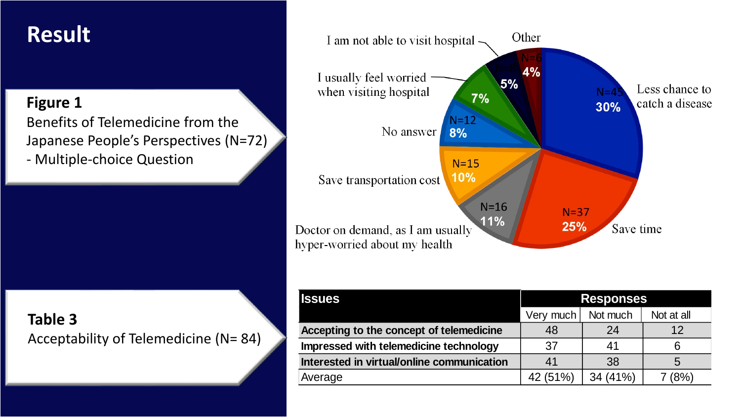# Result

**Figure 1**
Benefits of Telemedicine from the Japanese People's Perspectives (N=72)
- Multiple-choice Question

- Less chance to catch a disease: N=45, 30%
- Save time: N=37, 25%
- Doctor on demand, as I am usually hyper-worried about my health: N=16, 11%
- Save transportation cost: N=15, 10%
- No answer: N=12, 8%
- I usually feel worried when visiting hospital: 7%
- I am not able to visit hospital: N=8, 5%
- Other: N=6, 4%

**Table 3**
Acceptability of Telemedicine (N= 84)

| Issues | Responses | | |
|---|---|---|---|
| | Very much | Not much | Not at all |
| **Accepting to the concept of telemedicine** | 48 | 24 | 12 |
| **Impressed with telemedicine technology** | 37 | 41 | 6 |
| **Interested in virtual/online communication** | 41 | 38 | 5 |
| Average | 42 (51%) | 34 (41%) | 7 (8%) |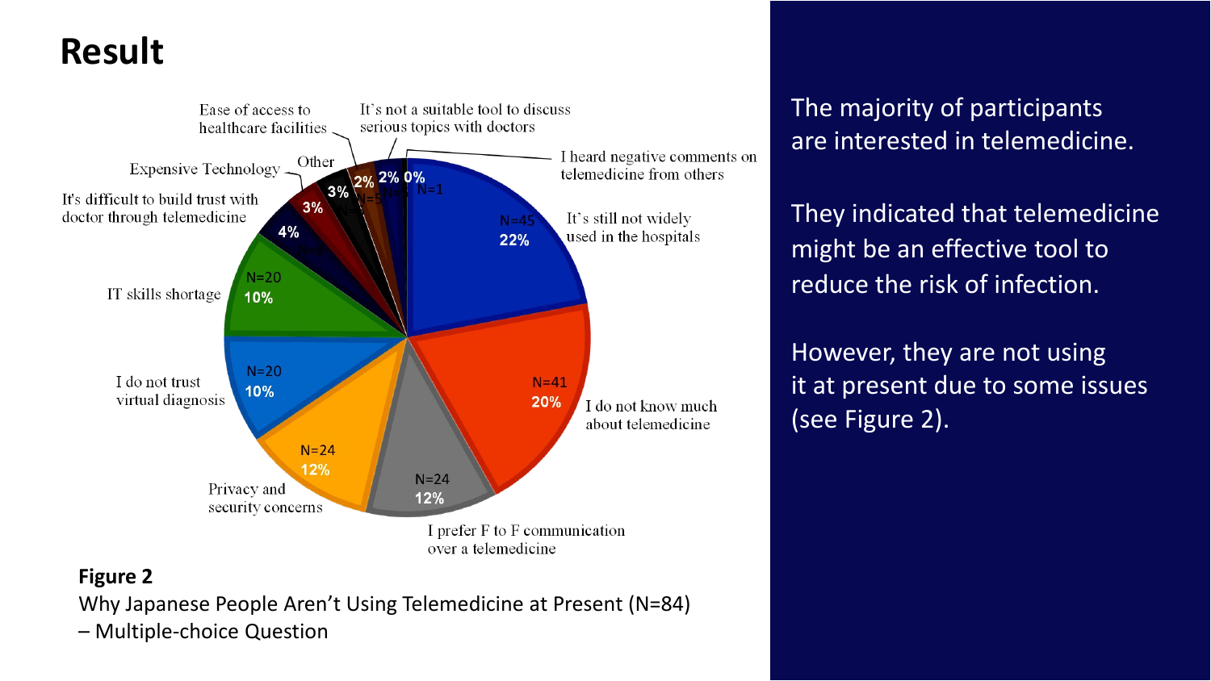# Result

Figure 2

Why Japanese People Aren't Using Telemedicine at Present (N=84) – Multiple-choice Question

The majority of participants are interested in telemedicine.

They indicated that telemedicine might be an effective tool to reduce the risk of infection.

However, they are not using it at present due to some issues (see Figure 2).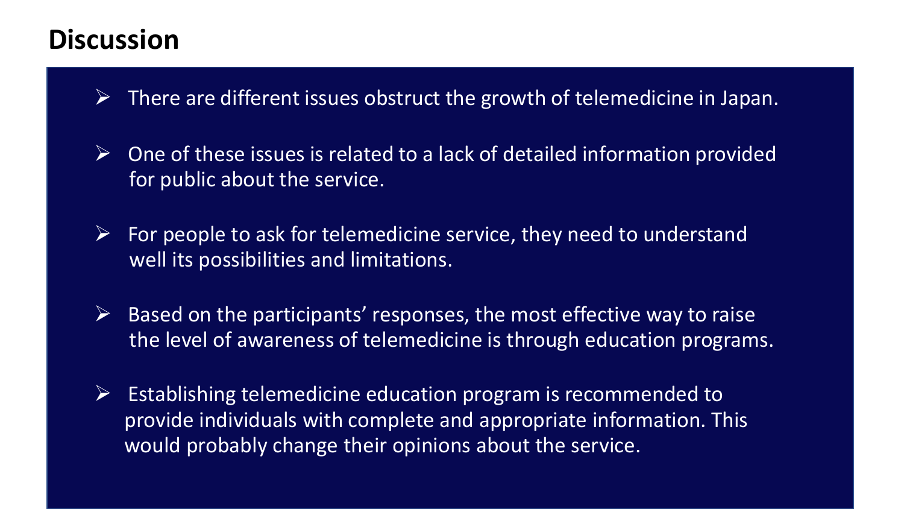# Discussion

- There are different issues obstruct the growth of telemedicine in Japan.
- One of these issues is related to a lack of detailed information provided for public about the service.
- For people to ask for telemedicine service, they need to understand well its possibilities and limitations.
- Based on the participants' responses, the most effective way to raise the level of awareness of telemedicine is through education programs.
- Establishing telemedicine education program is recommended to provide individuals with complete and appropriate information. This would probably change their opinions about the service.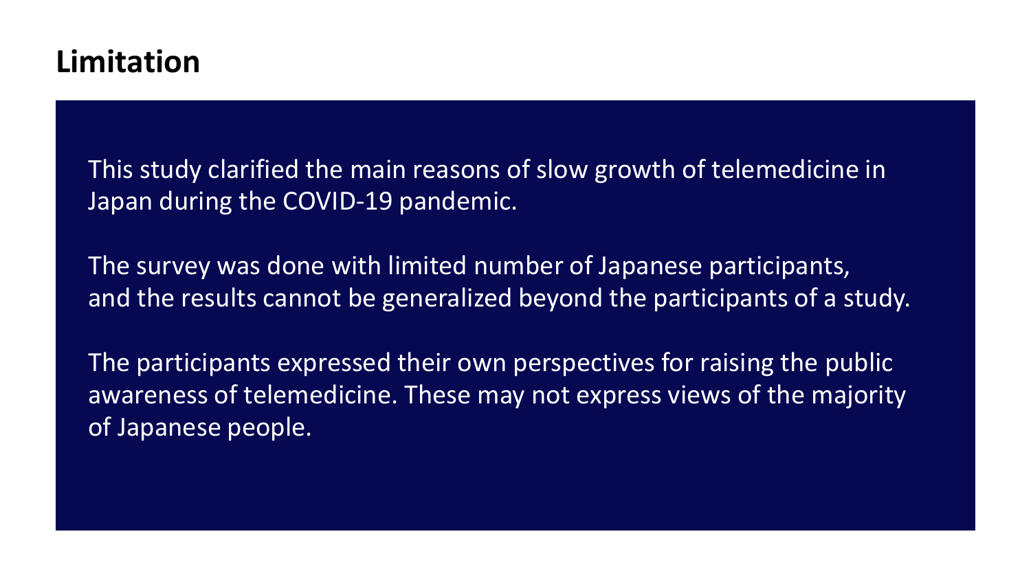# Limitation

This study clarified the main reasons of slow growth of telemedicine in Japan during the COVID-19 pandemic.

The survey was done with limited number of Japanese participants, and the results cannot be generalized beyond the participants of a study.

The participants expressed their own perspectives for raising the public awareness of telemedicine. These may not express views of the majority of Japanese people.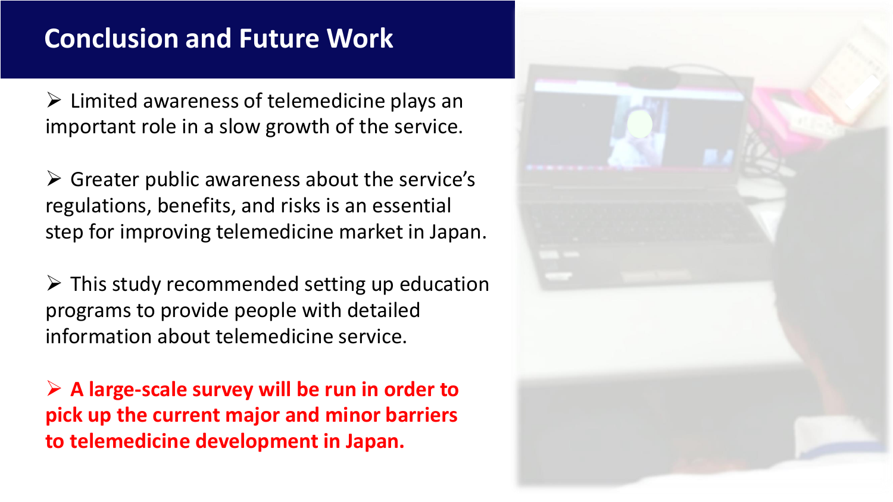## Conclusion and Future Work

- Limited awareness of telemedicine plays an important role in a slow growth of the service.

- Greater public awareness about the service's regulations, benefits, and risks is an essential step for improving telemedicine market in Japan.

- This study recommended setting up education programs to provide people with detailed information about telemedicine service.

- **A large-scale survey will be run in order to pick up the current major and minor barriers to telemedicine development in Japan.**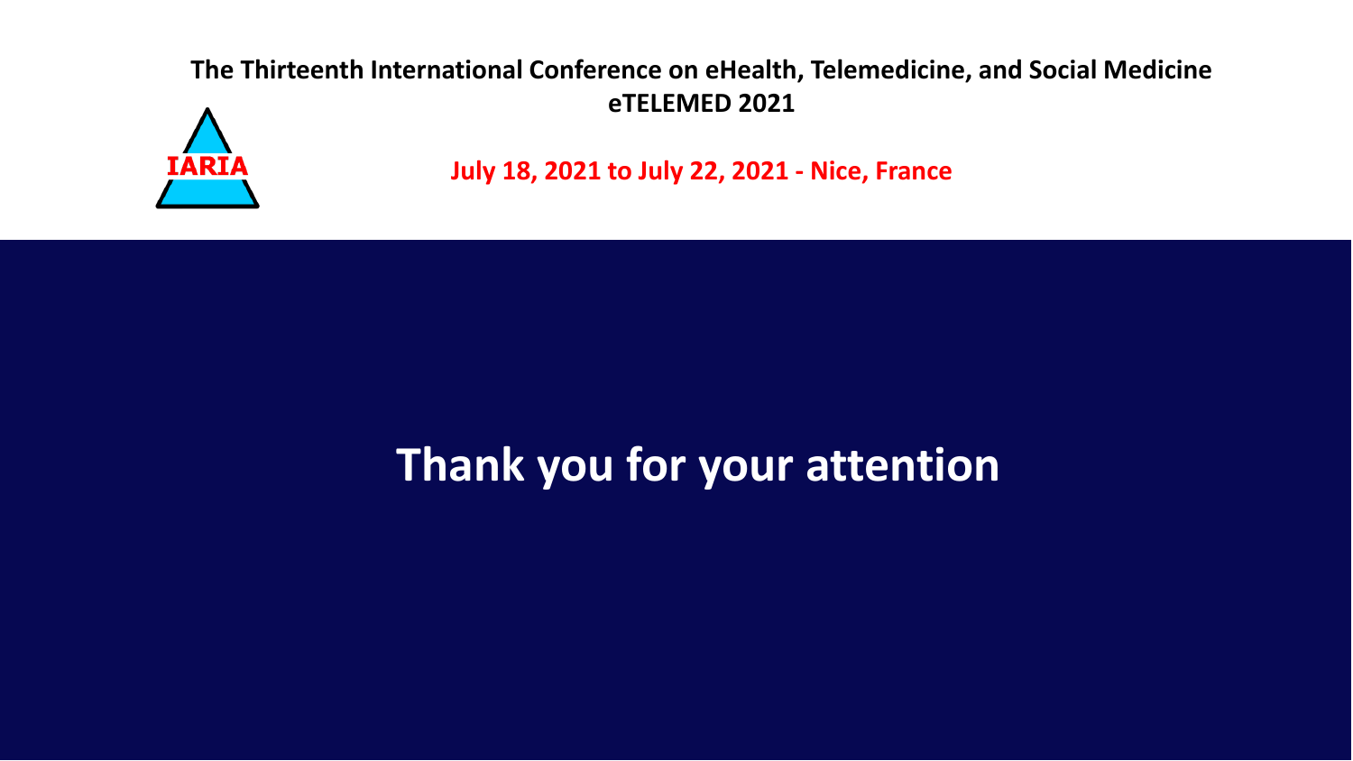# Thank you for your attention